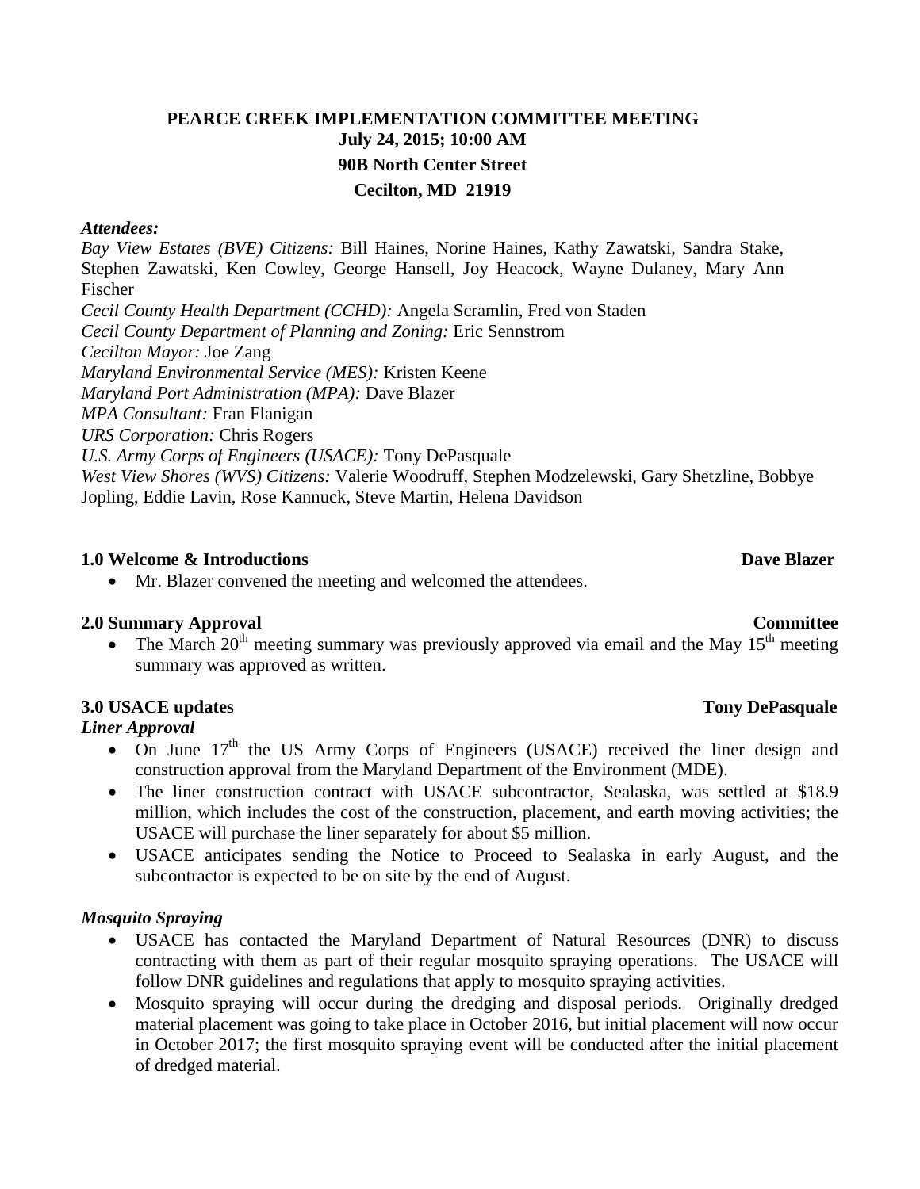# PEARCE CREEK IMPLEMENTATION COMMITTEE MEETING

**July 24, 2015; 10:00 AM**

**90B North Center Street**

**Cecilton, MD 21919**

***Attendees:***

*Bay View Estates (BVE) Citizens:* Bill Haines, Norine Haines, Kathy Zawatski, Sandra Stake, Stephen Zawatski, Ken Cowley, George Hansell, Joy Heacock, Wayne Dulaney, Mary Ann Fischer

*Cecil County Health Department (CCHD):* Angela Scramlin, Fred von Staden

*Cecil County Department of Planning and Zoning:* Eric Sennstrom

*Cecilton Mayor:* Joe Zang

*Maryland Environmental Service (MES):* Kristen Keene

*Maryland Port Administration (MPA):* Dave Blazer

*MPA Consultant:* Fran Flanigan

*URS Corporation:* Chris Rogers

*U.S. Army Corps of Engineers (USACE):* Tony DePasquale

*West View Shores (WVS) Citizens:* Valerie Woodruff, Stephen Modzelewski, Gary Shetzline, Bobbye Jopling, Eddie Lavin, Rose Kannuck, Steve Martin, Helena Davidson

## 1.0 Welcome & Introductions — Dave Blazer

- Mr. Blazer convened the meeting and welcomed the attendees.

## 2.0 Summary Approval — Committee

- The March 20th meeting summary was previously approved via email and the May 15th meeting summary was approved as written.

## 3.0 USACE updates — Tony DePasquale

***Liner Approval***

- On June 17th the US Army Corps of Engineers (USACE) received the liner design and construction approval from the Maryland Department of the Environment (MDE).
- The liner construction contract with USACE subcontractor, Sealaska, was settled at $18.9 million, which includes the cost of the construction, placement, and earth moving activities; the USACE will purchase the liner separately for about $5 million.
- USACE anticipates sending the Notice to Proceed to Sealaska in early August, and the subcontractor is expected to be on site by the end of August.

***Mosquito Spraying***

- USACE has contacted the Maryland Department of Natural Resources (DNR) to discuss contracting with them as part of their regular mosquito spraying operations. The USACE will follow DNR guidelines and regulations that apply to mosquito spraying activities.
- Mosquito spraying will occur during the dredging and disposal periods. Originally dredged material placement was going to take place in October 2016, but initial placement will now occur in October 2017; the first mosquito spraying event will be conducted after the initial placement of dredged material.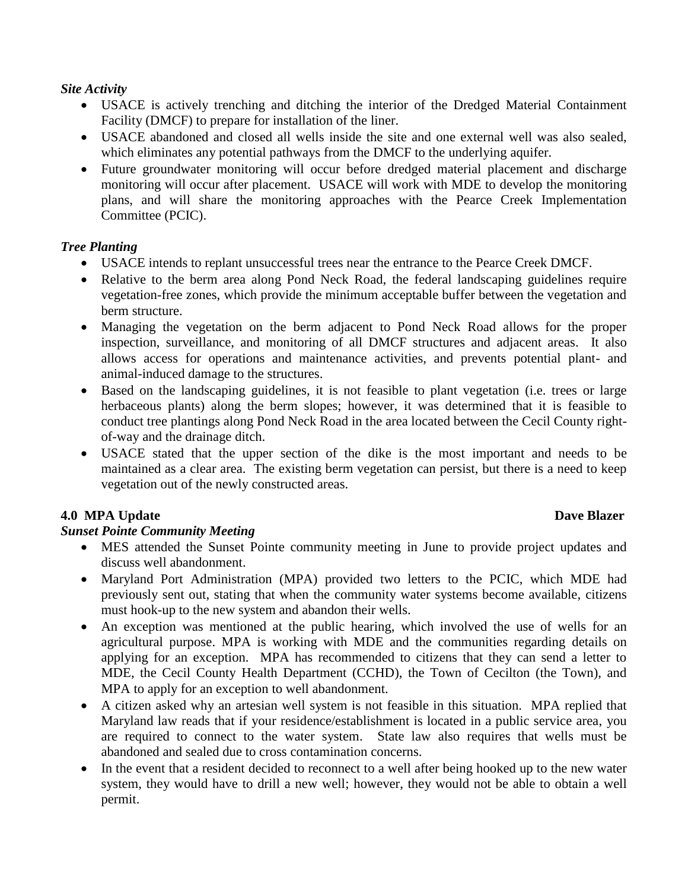*Site Activity*

- USACE is actively trenching and ditching the interior of the Dredged Material Containment Facility (DMCF) to prepare for installation of the liner.
- USACE abandoned and closed all wells inside the site and one external well was also sealed, which eliminates any potential pathways from the DMCF to the underlying aquifer.
- Future groundwater monitoring will occur before dredged material placement and discharge monitoring will occur after placement. USACE will work with MDE to develop the monitoring plans, and will share the monitoring approaches with the Pearce Creek Implementation Committee (PCIC).

*Tree Planting*

- USACE intends to replant unsuccessful trees near the entrance to the Pearce Creek DMCF.
- Relative to the berm area along Pond Neck Road, the federal landscaping guidelines require vegetation-free zones, which provide the minimum acceptable buffer between the vegetation and berm structure.
- Managing the vegetation on the berm adjacent to Pond Neck Road allows for the proper inspection, surveillance, and monitoring of all DMCF structures and adjacent areas. It also allows access for operations and maintenance activities, and prevents potential plant- and animal-induced damage to the structures.
- Based on the landscaping guidelines, it is not feasible to plant vegetation (i.e. trees or large herbaceous plants) along the berm slopes; however, it was determined that it is feasible to conduct tree plantings along Pond Neck Road in the area located between the Cecil County right-of-way and the drainage ditch.
- USACE stated that the upper section of the dike is the most important and needs to be maintained as a clear area. The existing berm vegetation can persist, but there is a need to keep vegetation out of the newly constructed areas.

**4.0 MPA Update** **Dave Blazer**

*Sunset Pointe Community Meeting*

- MES attended the Sunset Pointe community meeting in June to provide project updates and discuss well abandonment.
- Maryland Port Administration (MPA) provided two letters to the PCIC, which MDE had previously sent out, stating that when the community water systems become available, citizens must hook-up to the new system and abandon their wells.
- An exception was mentioned at the public hearing, which involved the use of wells for an agricultural purpose. MPA is working with MDE and the communities regarding details on applying for an exception. MPA has recommended to citizens that they can send a letter to MDE, the Cecil County Health Department (CCHD), the Town of Cecilton (the Town), and MPA to apply for an exception to well abandonment.
- A citizen asked why an artesian well system is not feasible in this situation. MPA replied that Maryland law reads that if your residence/establishment is located in a public service area, you are required to connect to the water system. State law also requires that wells must be abandoned and sealed due to cross contamination concerns.
- In the event that a resident decided to reconnect to a well after being hooked up to the new water system, they would have to drill a new well; however, they would not be able to obtain a well permit.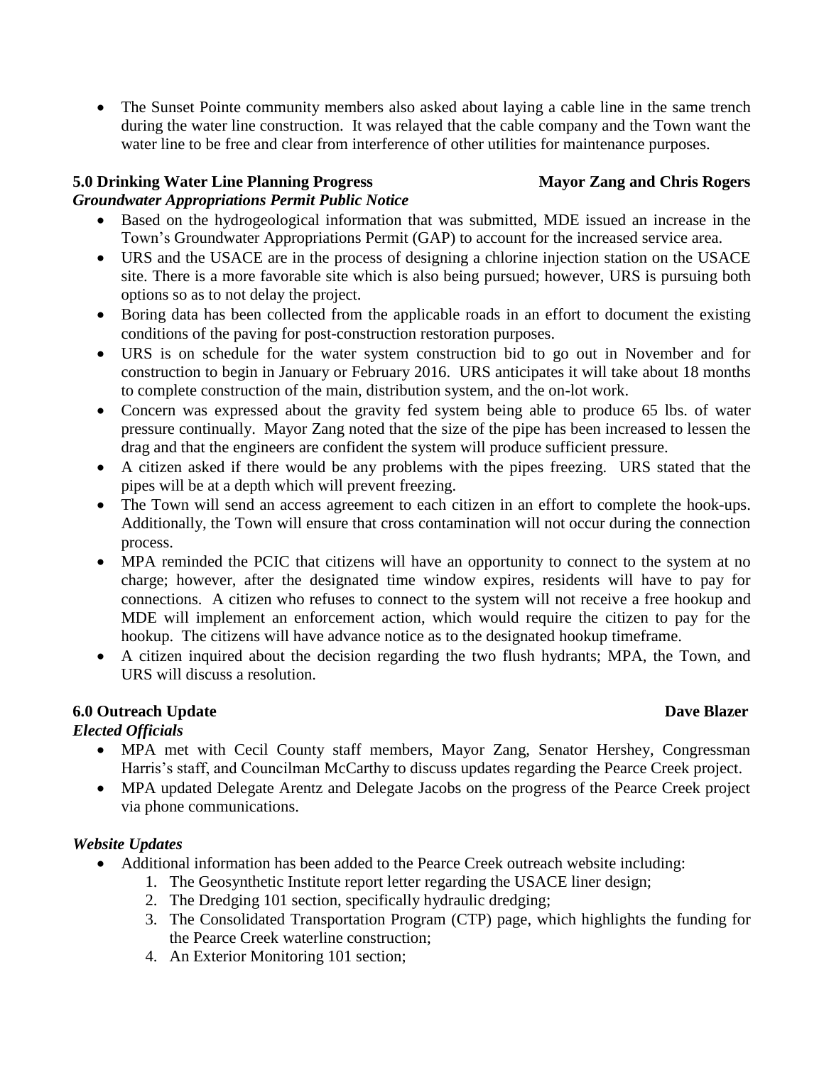- The Sunset Pointe community members also asked about laying a cable line in the same trench during the water line construction. It was relayed that the cable company and the Town want the water line to be free and clear from interference of other utilities for maintenance purposes.

**5.0 Drinking Water Line Planning Progress** **Mayor Zang and Chris Rogers**

***Groundwater Appropriations Permit Public Notice***

- Based on the hydrogeological information that was submitted, MDE issued an increase in the Town's Groundwater Appropriations Permit (GAP) to account for the increased service area.
- URS and the USACE are in the process of designing a chlorine injection station on the USACE site. There is a more favorable site which is also being pursued; however, URS is pursuing both options so as to not delay the project.
- Boring data has been collected from the applicable roads in an effort to document the existing conditions of the paving for post-construction restoration purposes.
- URS is on schedule for the water system construction bid to go out in November and for construction to begin in January or February 2016. URS anticipates it will take about 18 months to complete construction of the main, distribution system, and the on-lot work.
- Concern was expressed about the gravity fed system being able to produce 65 lbs. of water pressure continually. Mayor Zang noted that the size of the pipe has been increased to lessen the drag and that the engineers are confident the system will produce sufficient pressure.
- A citizen asked if there would be any problems with the pipes freezing. URS stated that the pipes will be at a depth which will prevent freezing.
- The Town will send an access agreement to each citizen in an effort to complete the hook-ups. Additionally, the Town will ensure that cross contamination will not occur during the connection process.
- MPA reminded the PCIC that citizens will have an opportunity to connect to the system at no charge; however, after the designated time window expires, residents will have to pay for connections. A citizen who refuses to connect to the system will not receive a free hookup and MDE will implement an enforcement action, which would require the citizen to pay for the hookup. The citizens will have advance notice as to the designated hookup timeframe.
- A citizen inquired about the decision regarding the two flush hydrants; MPA, the Town, and URS will discuss a resolution.

**6.0 Outreach Update** **Dave Blazer**

***Elected Officials***

- MPA met with Cecil County staff members, Mayor Zang, Senator Hershey, Congressman Harris's staff, and Councilman McCarthy to discuss updates regarding the Pearce Creek project.
- MPA updated Delegate Arentz and Delegate Jacobs on the progress of the Pearce Creek project via phone communications.

***Website Updates***

- Additional information has been added to the Pearce Creek outreach website including:
    1. The Geosynthetic Institute report letter regarding the USACE liner design;
    2. The Dredging 101 section, specifically hydraulic dredging;
    3. The Consolidated Transportation Program (CTP) page, which highlights the funding for the Pearce Creek waterline construction;
    4. An Exterior Monitoring 101 section;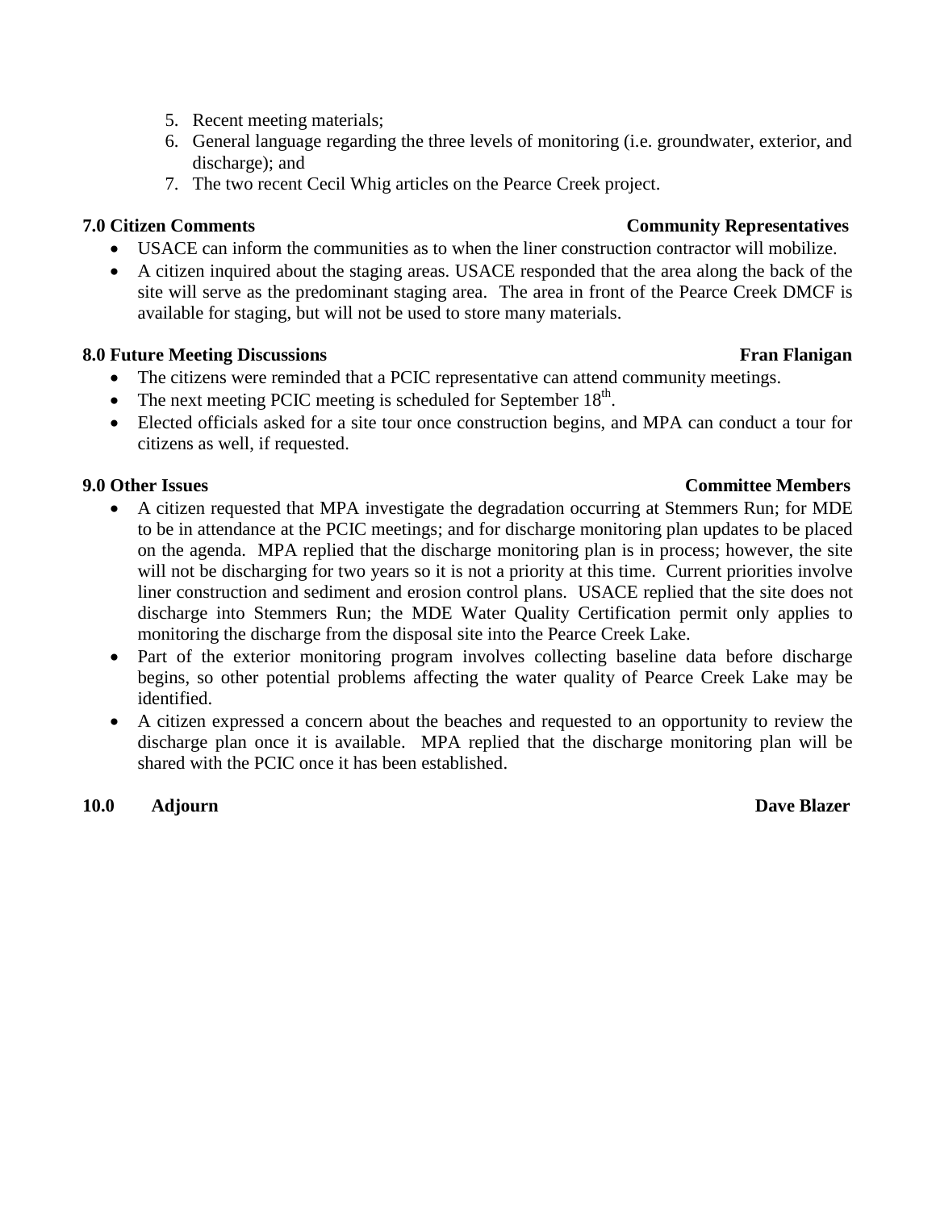5. Recent meeting materials;
6. General language regarding the three levels of monitoring (i.e. groundwater, exterior, and discharge); and
7. The two recent Cecil Whig articles on the Pearce Creek project.

**7.0 Citizen Comments** **Community Representatives**

- USACE can inform the communities as to when the liner construction contractor will mobilize.
- A citizen inquired about the staging areas. USACE responded that the area along the back of the site will serve as the predominant staging area. The area in front of the Pearce Creek DMCF is available for staging, but will not be used to store many materials.

**8.0 Future Meeting Discussions** **Fran Flanigan**

- The citizens were reminded that a PCIC representative can attend community meetings.
- The next meeting PCIC meeting is scheduled for September 18th.
- Elected officials asked for a site tour once construction begins, and MPA can conduct a tour for citizens as well, if requested.

**9.0 Other Issues** **Committee Members**

- A citizen requested that MPA investigate the degradation occurring at Stemmers Run; for MDE to be in attendance at the PCIC meetings; and for discharge monitoring plan updates to be placed on the agenda. MPA replied that the discharge monitoring plan is in process; however, the site will not be discharging for two years so it is not a priority at this time. Current priorities involve liner construction and sediment and erosion control plans. USACE replied that the site does not discharge into Stemmers Run; the MDE Water Quality Certification permit only applies to monitoring the discharge from the disposal site into the Pearce Creek Lake.
- Part of the exterior monitoring program involves collecting baseline data before discharge begins, so other potential problems affecting the water quality of Pearce Creek Lake may be identified.
- A citizen expressed a concern about the beaches and requested to an opportunity to review the discharge plan once it is available. MPA replied that the discharge monitoring plan will be shared with the PCIC once it has been established.

**10.0 Adjourn** **Dave Blazer**